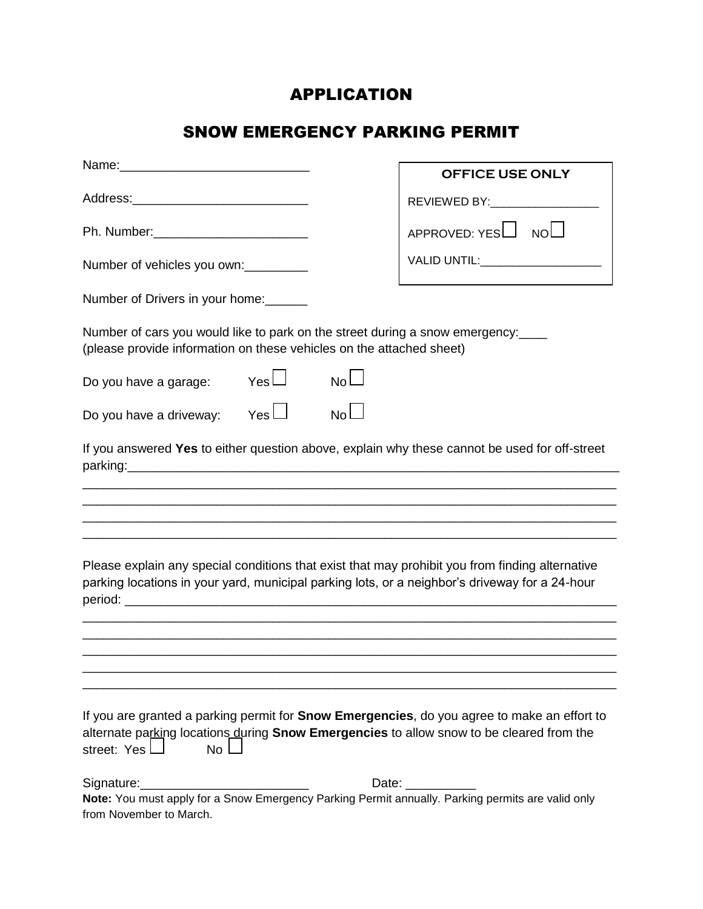# APPLICATION

## SNOW EMERGENCY PARKING PERMIT

| OFFICE USE ONLY |
|---|
| REVIEWED BY:________________ |
| APPROVED: YES ☐ NO ☐ |
| VALID UNTIL:__________________ |

Name:__________________________

Address:_________________________

Ph. Number:______________________

Number of vehicles you own:_________

Number of Drivers in your home:______

Number of cars you would like to park on the street during a snow emergency:____
(please provide information on these vehicles on the attached sheet)

Do you have a garage: Yes ☐ No ☐

Do you have a driveway: Yes ☐ No ☐

If you answered **Yes** to either question above, explain why these cannot be used for off-street parking:_______________________________________________________________________
____________________________________________________________________________
____________________________________________________________________________
____________________________________________________________________________
____________________________________________________________________________

Please explain any special conditions that exist that may prohibit you from finding alternative parking locations in your yard, municipal parking lots, or a neighbor's driveway for a 24-hour period: ______________________________________________________________________
____________________________________________________________________________
____________________________________________________________________________
____________________________________________________________________________
____________________________________________________________________________
____________________________________________________________________________

If you are granted a parking permit for **Snow Emergencies**, do you agree to make an effort to alternate parking locations during **Snow Emergencies** to allow snow to be cleared from the street: Yes ☐ No ☐

Signature:________________________ Date: __________

**Note:** You must apply for a Snow Emergency Parking Permit annually. Parking permits are valid only from November to March.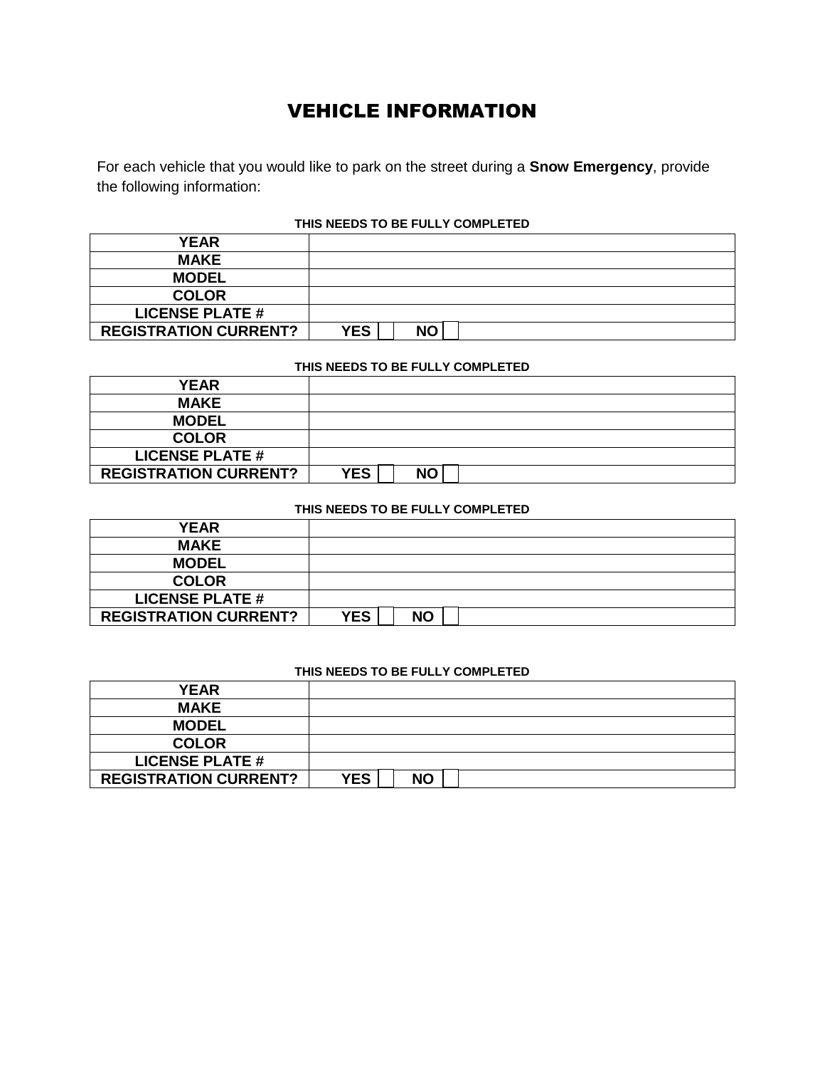# VEHICLE INFORMATION

For each vehicle that you would like to park on the street during a **Snow Emergency**, provide the following information:

**THIS NEEDS TO BE FULLY COMPLETED**

| | |
|---|---|
| **YEAR** | |
| **MAKE** | |
| **MODEL** | |
| **COLOR** | |
| **LICENSE PLATE #** | |
| **REGISTRATION CURRENT?** | **YES** ☐ **NO** ☐ |

**THIS NEEDS TO BE FULLY COMPLETED**

| | |
|---|---|
| **YEAR** | |
| **MAKE** | |
| **MODEL** | |
| **COLOR** | |
| **LICENSE PLATE #** | |
| **REGISTRATION CURRENT?** | **YES** ☐ **NO** ☐ |

**THIS NEEDS TO BE FULLY COMPLETED**

| | |
|---|---|
| **YEAR** | |
| **MAKE** | |
| **MODEL** | |
| **COLOR** | |
| **LICENSE PLATE #** | |
| **REGISTRATION CURRENT?** | **YES** ☐ **NO** ☐ |

**THIS NEEDS TO BE FULLY COMPLETED**

| | |
|---|---|
| **YEAR** | |
| **MAKE** | |
| **MODEL** | |
| **COLOR** | |
| **LICENSE PLATE #** | |
| **REGISTRATION CURRENT?** | **YES** ☐ **NO** ☐ |